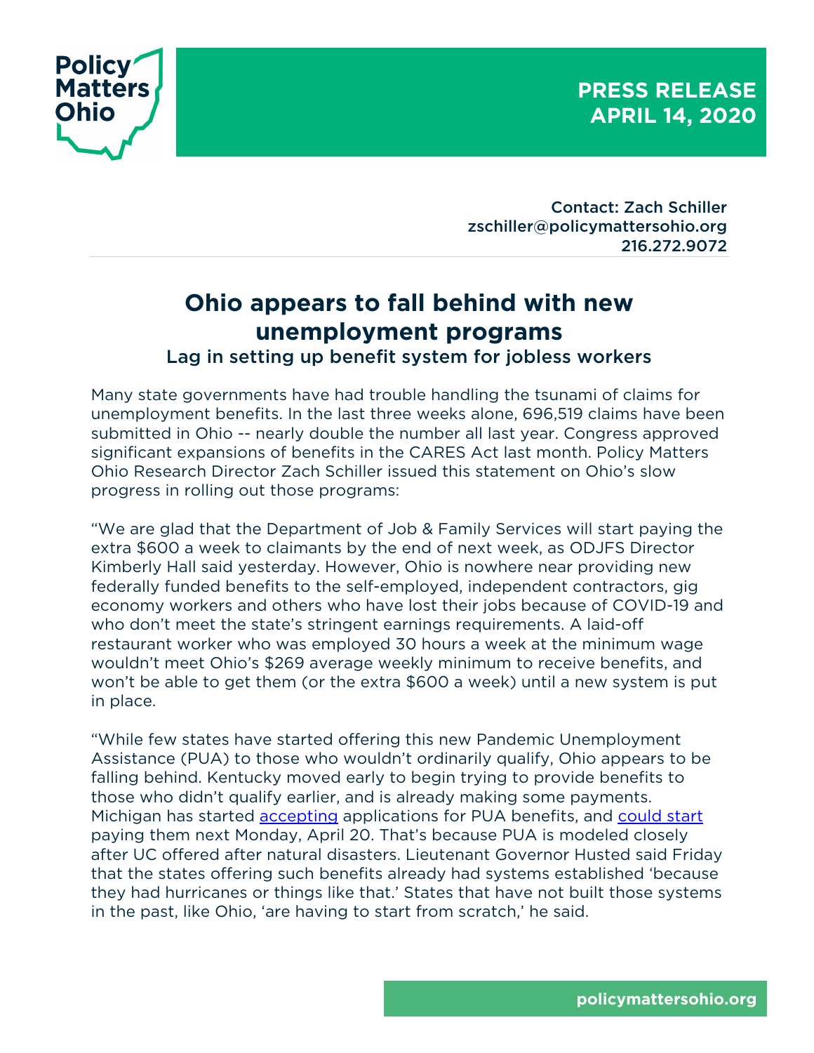Policy Matters Ohio

**PRESS RELEASE**
**APRIL 14, 2020**

Contact: Zach Schiller
zschiller@policymattersohio.org
216.272.9072

# Ohio appears to fall behind with new unemployment programs

## Lag in setting up benefit system for jobless workers

Many state governments have had trouble handling the tsunami of claims for unemployment benefits. In the last three weeks alone, 696,519 claims have been submitted in Ohio -- nearly double the number all last year. Congress approved significant expansions of benefits in the CARES Act last month. Policy Matters Ohio Research Director Zach Schiller issued this statement on Ohio's slow progress in rolling out those programs:

"We are glad that the Department of Job & Family Services will start paying the extra $600 a week to claimants by the end of next week, as ODJFS Director Kimberly Hall said yesterday. However, Ohio is nowhere near providing new federally funded benefits to the self-employed, independent contractors, gig economy workers and others who have lost their jobs because of COVID-19 and who don't meet the state's stringent earnings requirements. A laid-off restaurant worker who was employed 30 hours a week at the minimum wage wouldn't meet Ohio's $269 average weekly minimum to receive benefits, and won't be able to get them (or the extra $600 a week) until a new system is put in place.

"While few states have started offering this new Pandemic Unemployment Assistance (PUA) to those who wouldn't ordinarily qualify, Ohio appears to be falling behind. Kentucky moved early to begin trying to provide benefits to those who didn't qualify earlier, and is already making some payments. Michigan has started accepting applications for PUA benefits, and could start paying them next Monday, April 20. That's because PUA is modeled closely after UC offered after natural disasters. Lieutenant Governor Husted said Friday that the states offering such benefits already had systems established 'because they had hurricanes or things like that.' States that have not built those systems in the past, like Ohio, 'are having to start from scratch,' he said.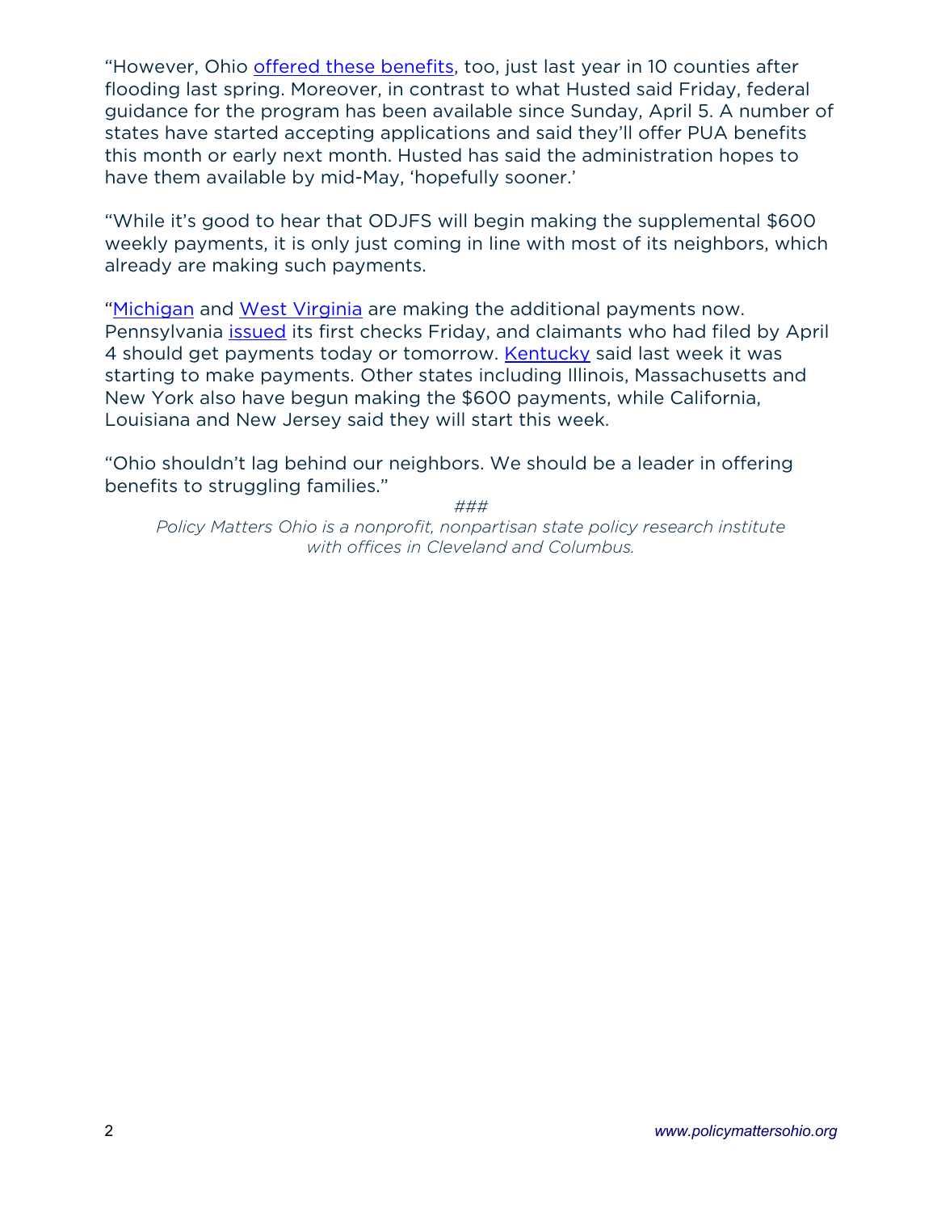"However, Ohio offered these benefits, too, just last year in 10 counties after flooding last spring. Moreover, in contrast to what Husted said Friday, federal guidance for the program has been available since Sunday, April 5. A number of states have started accepting applications and said they'll offer PUA benefits this month or early next month. Husted has said the administration hopes to have them available by mid-May, 'hopefully sooner.'

"While it's good to hear that ODJFS will begin making the supplemental $600 weekly payments, it is only just coming in line with most of its neighbors, which already are making such payments.

"Michigan and West Virginia are making the additional payments now. Pennsylvania issued its first checks Friday, and claimants who had filed by April 4 should get payments today or tomorrow. Kentucky said last week it was starting to make payments. Other states including Illinois, Massachusetts and New York also have begun making the $600 payments, while California, Louisiana and New Jersey said they will start this week.

"Ohio shouldn't lag behind our neighbors. We should be a leader in offering benefits to struggling families."

###

*Policy Matters Ohio is a nonprofit, nonpartisan state policy research institute with offices in Cleveland and Columbus.*